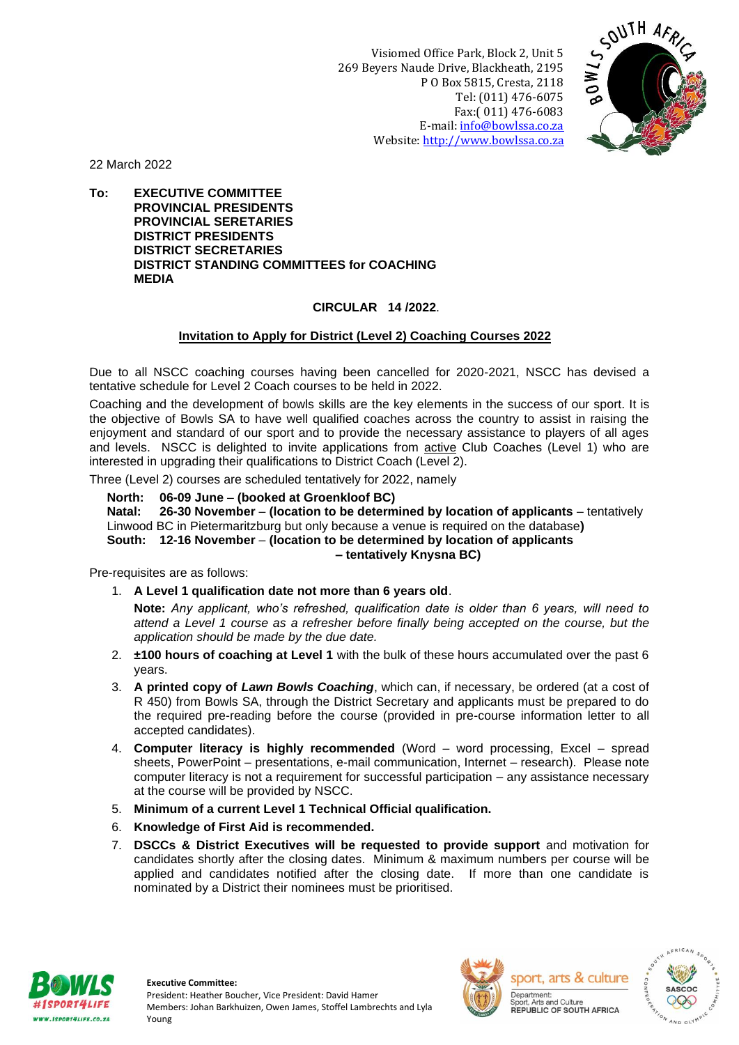Visiomed Office Park, Block 2, Unit 5
269 Beyers Naude Drive, Blackheath, 2195
P O Box 5815, Cresta, 2118
Tel: (011) 476-6075
Fax:( 011) 476-6083
E-mail: info@bowlssa.co.za
Website: http://www.bowlssa.co.za

22 March 2022

**To: EXECUTIVE COMMITTEE**
**PROVINCIAL PRESIDENTS**
**PROVINCIAL SERETARIES**
**DISTRICT PRESIDENTS**
**DISTRICT SECRETARIES**
**DISTRICT STANDING COMMITTEES for COACHING**
**MEDIA**

**CIRCULAR 14 /2022**.

**Invitation to Apply for District (Level 2) Coaching Courses 2022**

Due to all NSCC coaching courses having been cancelled for 2020-2021, NSCC has devised a tentative schedule for Level 2 Coach courses to be held in 2022.

Coaching and the development of bowls skills are the key elements in the success of our sport. It is the objective of Bowls SA to have well qualified coaches across the country to assist in raising the enjoyment and standard of our sport and to provide the necessary assistance to players of all ages and levels. NSCC is delighted to invite applications from active Club Coaches (Level 1) who are interested in upgrading their qualifications to District Coach (Level 2).

Three (Level 2) courses are scheduled tentatively for 2022, namely

**North: 06-09 June** – **(booked at Groenkloof BC)**
**Natal: 26-30 November** – **(location to be determined by location of applicants** – tentatively Linwood BC in Pietermaritzburg but only because a venue is required on the database**)**
**South: 12-16 November** – **(location to be determined by location of applicants – tentatively Knysna BC)**

Pre-requisites are as follows:

1. **A Level 1 qualification date not more than 6 years old**.

   **Note:** *Any applicant, who's refreshed, qualification date is older than 6 years, will need to attend a Level 1 course as a refresher before finally being accepted on the course, but the application should be made by the due date.*

2. **±100 hours of coaching at Level 1** with the bulk of these hours accumulated over the past 6 years.
3. **A printed copy of *Lawn Bowls Coaching***, which can, if necessary, be ordered (at a cost of R 450) from Bowls SA, through the District Secretary and applicants must be prepared to do the required pre-reading before the course (provided in pre-course information letter to all accepted candidates).
4. **Computer literacy is highly recommended** (Word – word processing, Excel – spread sheets, PowerPoint – presentations, e-mail communication, Internet – research). Please note computer literacy is not a requirement for successful participation – any assistance necessary at the course will be provided by NSCC.
5. **Minimum of a current Level 1 Technical Official qualification.**
6. **Knowledge of First Aid is recommended.**
7. **DSCCs & District Executives will be requested to provide support** and motivation for candidates shortly after the closing dates. Minimum & maximum numbers per course will be applied and candidates notified after the closing date. If more than one candidate is nominated by a District their nominees must be prioritised.

**Executive Committee:**
President: Heather Boucher, Vice President: David Hamer
Members: Johan Barkhuizen, Owen James, Stoffel Lambrechts and Lyla Young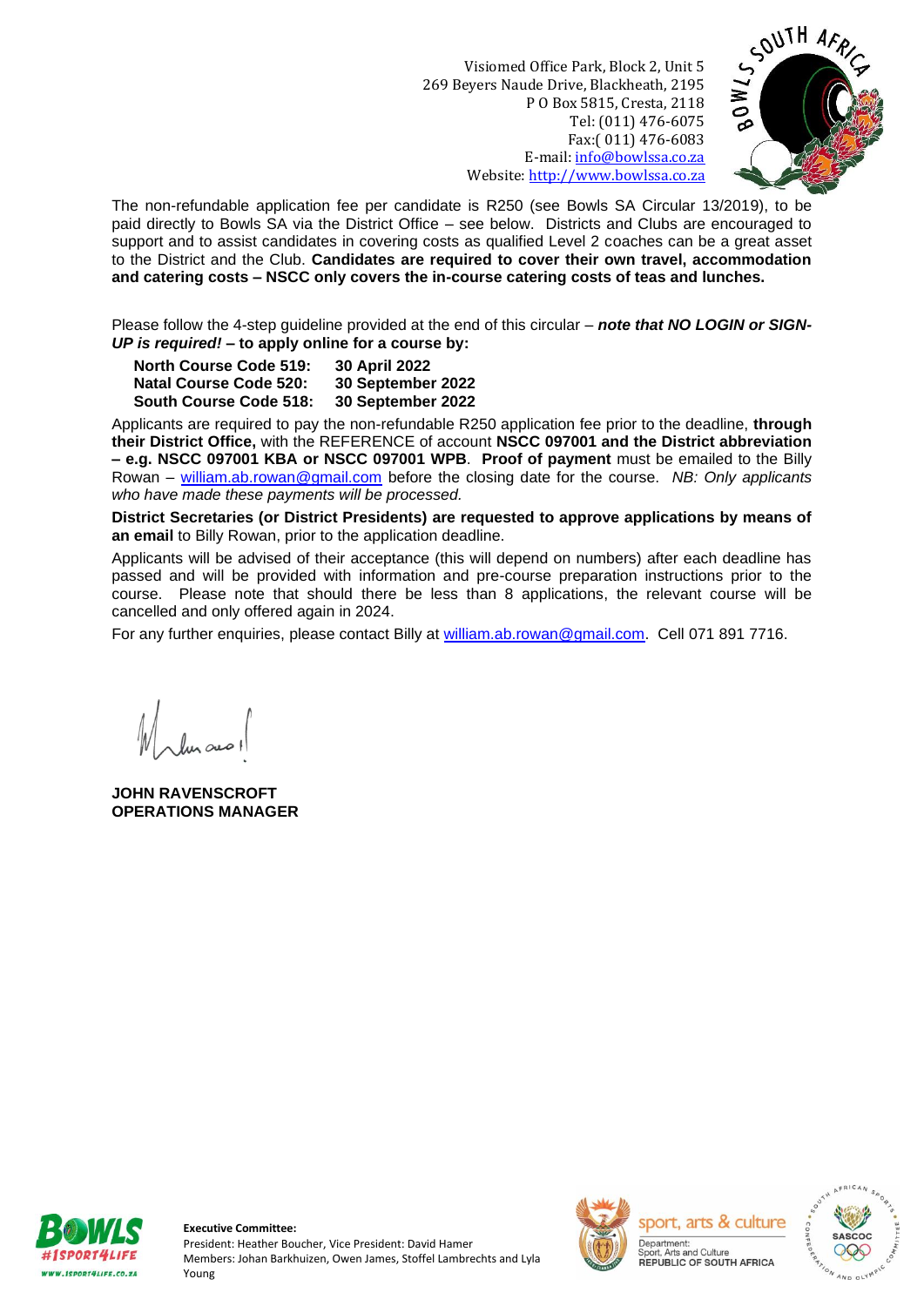Visiomed Office Park, Block 2, Unit 5
269 Beyers Naude Drive, Blackheath, 2195
P O Box 5815, Cresta, 2118
Tel: (011) 476-6075
Fax:( 011) 476-6083
E-mail: info@bowlssa.co.za
Website: http://www.bowlssa.co.za

The non-refundable application fee per candidate is R250 (see Bowls SA Circular 13/2019), to be paid directly to Bowls SA via the District Office – see below. Districts and Clubs are encouraged to support and to assist candidates in covering costs as qualified Level 2 coaches can be a great asset to the District and the Club. **Candidates are required to cover their own travel, accommodation and catering costs – NSCC only covers the in-course catering costs of teas and lunches.**

Please follow the 4-step guideline provided at the end of this circular – ***note that NO LOGIN or SIGN-UP is required!*** **– to apply online for a course by:**

| | |
|---|---|
| **North Course Code 519:** | **30 April 2022** |
| **Natal Course Code 520:** | **30 September 2022** |
| **South Course Code 518:** | **30 September 2022** |

Applicants are required to pay the non-refundable R250 application fee prior to the deadline, **through their District Office,** with the REFERENCE of account **NSCC 097001 and the District abbreviation – e.g. NSCC 097001 KBA or NSCC 097001 WPB**. **Proof of payment** must be emailed to the Billy Rowan – william.ab.rowan@gmail.com before the closing date for the course. *NB: Only applicants who have made these payments will be processed.*

**District Secretaries (or District Presidents) are requested to approve applications by means of an email** to Billy Rowan, prior to the application deadline.

Applicants will be advised of their acceptance (this will depend on numbers) after each deadline has passed and will be provided with information and pre-course preparation instructions prior to the course. Please note that should there be less than 8 applications, the relevant course will be cancelled and only offered again in 2024.

For any further enquiries, please contact Billy at william.ab.rowan@gmail.com. Cell 071 891 7716.

**JOHN RAVENSCROFT**
**OPERATIONS MANAGER**

**Executive Committee:**
President: Heather Boucher, Vice President: David Hamer
Members: Johan Barkhuizen, Owen James, Stoffel Lambrechts and Lyla Young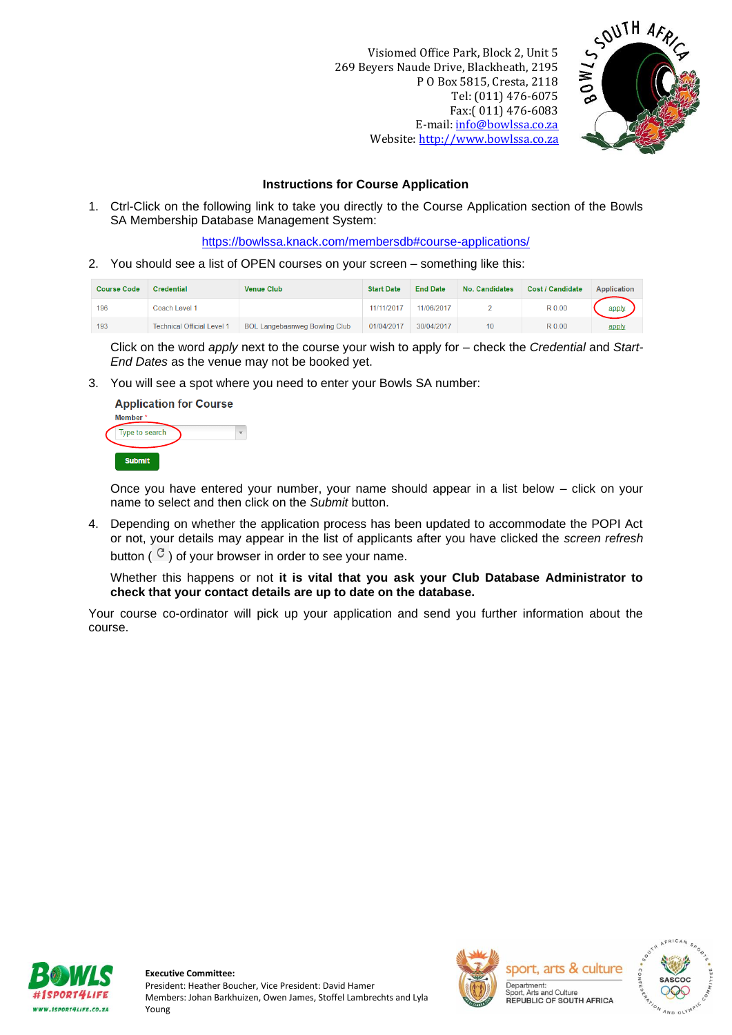Visiomed Office Park, Block 2, Unit 5
269 Beyers Naude Drive, Blackheath, 2195
P O Box 5815, Cresta, 2118
Tel: (011) 476-6075
Fax:( 011) 476-6083
E-mail: info@bowlssa.co.za
Website: http://www.bowlssa.co.za

## Instructions for Course Application

1. Ctrl-Click on the following link to take you directly to the Course Application section of the Bowls SA Membership Database Management System:

   https://bowlssa.knack.com/membersdb#course-applications/

2. You should see a list of OPEN courses on your screen – something like this:

| Course Code | Credential | Venue Club | Start Date | End Date | No. Candidates | Cost / Candidate | Application |
|---|---|---|---|---|---|---|---|
| 196 | Coach Level 1 | | 11/11/2017 | 11/06/2017 | 2 | R 0.00 | apply |
| 193 | Technical Official Level 1 | BOL Langebaanweg Bowling Club | 01/04/2017 | 30/04/2017 | 10 | R 0.00 | apply |

   Click on the word *apply* next to the course your wish to apply for – check the *Credential* and *Start-End Dates* as the venue may not be booked yet.

3. You will see a spot where you need to enter your Bowls SA number:

   Application for Course
   Member *
   Type to search
   Submit

   Once you have entered your number, your name should appear in a list below – click on your name to select and then click on the *Submit* button.

4. Depending on whether the application process has been updated to accommodate the POPI Act or not, your details may appear in the list of applicants after you have clicked the *screen refresh* button ( C ) of your browser in order to see your name.

   Whether this happens or not **it is vital that you ask your Club Database Administrator to check that your contact details are up to date on the database.**

Your course co-ordinator will pick up your application and send you further information about the course.

**Executive Committee:**
President: Heather Boucher, Vice President: David Hamer
Members: Johan Barkhuizen, Owen James, Stoffel Lambrechts and Lyla Young